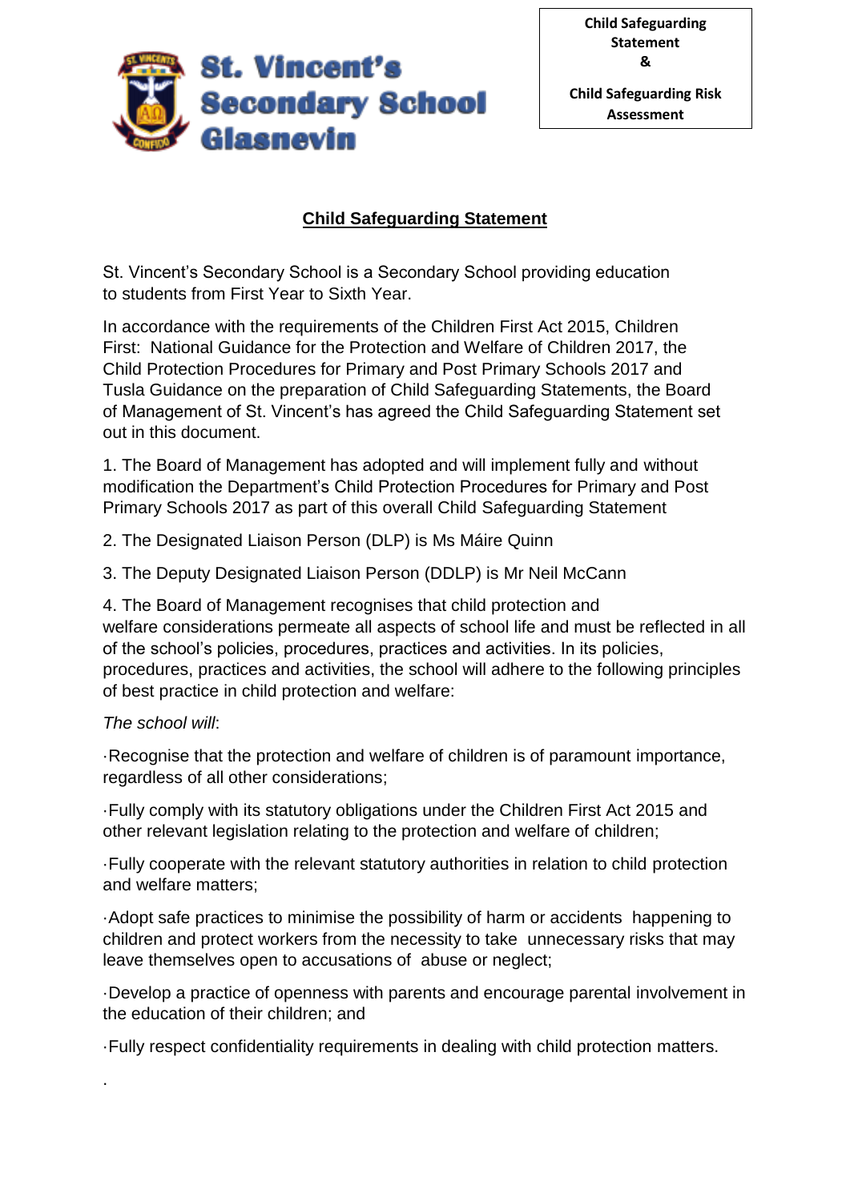**St. Vincent's Secondary School Glasnevin**

**Child Safeguarding Statement & Child Safeguarding Risk Assessment**

## Child Safeguarding Statement

St. Vincent's Secondary School is a Secondary School providing education to students from First Year to Sixth Year.

In accordance with the requirements of the Children First Act 2015, Children First: National Guidance for the Protection and Welfare of Children 2017, the Child Protection Procedures for Primary and Post Primary Schools 2017 and Tusla Guidance on the preparation of Child Safeguarding Statements, the Board of Management of St. Vincent's has agreed the Child Safeguarding Statement set out in this document.

1. The Board of Management has adopted and will implement fully and without modification the Department's Child Protection Procedures for Primary and Post Primary Schools 2017 as part of this overall Child Safeguarding Statement

2. The Designated Liaison Person (DLP) is Ms Máire Quinn

3. The Deputy Designated Liaison Person (DDLP) is Mr Neil McCann

4. The Board of Management recognises that child protection and welfare considerations permeate all aspects of school life and must be reflected in all of the school's policies, procedures, practices and activities. In its policies, procedures, practices and activities, the school will adhere to the following principles of best practice in child protection and welfare:

*The school will*:

- Recognise that the protection and welfare of children is of paramount importance, regardless of all other considerations;
- Fully comply with its statutory obligations under the Children First Act 2015 and other relevant legislation relating to the protection and welfare of children;
- Fully cooperate with the relevant statutory authorities in relation to child protection and welfare matters;
- Adopt safe practices to minimise the possibility of harm or accidents happening to children and protect workers from the necessity to take unnecessary risks that may leave themselves open to accusations of abuse or neglect;
- Develop a practice of openness with parents and encourage parental involvement in the education of their children; and
- Fully respect confidentiality requirements in dealing with child protection matters.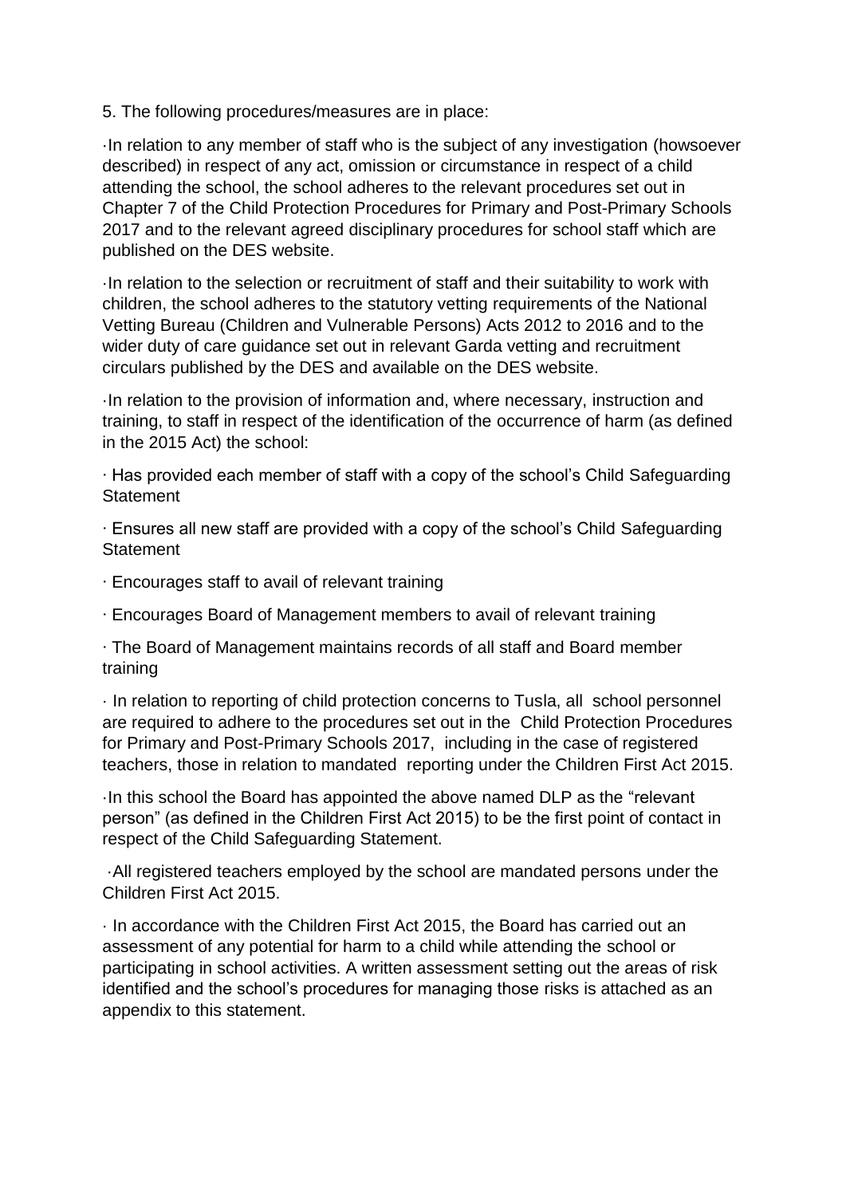5. The following procedures/measures are in place:

- In relation to any member of staff who is the subject of any investigation (howsoever described) in respect of any act, omission or circumstance in respect of a child attending the school, the school adheres to the relevant procedures set out in Chapter 7 of the Child Protection Procedures for Primary and Post-Primary Schools 2017 and to the relevant agreed disciplinary procedures for school staff which are published on the DES website.

- In relation to the selection or recruitment of staff and their suitability to work with children, the school adheres to the statutory vetting requirements of the National Vetting Bureau (Children and Vulnerable Persons) Acts 2012 to 2016 and to the wider duty of care guidance set out in relevant Garda vetting and recruitment circulars published by the DES and available on the DES website.

- In relation to the provision of information and, where necessary, instruction and training, to staff in respect of the identification of the occurrence of harm (as defined in the 2015 Act) the school:

- Has provided each member of staff with a copy of the school's Child Safeguarding Statement

- Ensures all new staff are provided with a copy of the school's Child Safeguarding Statement

- Encourages staff to avail of relevant training

- Encourages Board of Management members to avail of relevant training

- The Board of Management maintains records of all staff and Board member training

- In relation to reporting of child protection concerns to Tusla, all school personnel are required to adhere to the procedures set out in the Child Protection Procedures for Primary and Post-Primary Schools 2017, including in the case of registered teachers, those in relation to mandated reporting under the Children First Act 2015.

- In this school the Board has appointed the above named DLP as the "relevant person" (as defined in the Children First Act 2015) to be the first point of contact in respect of the Child Safeguarding Statement.

- All registered teachers employed by the school are mandated persons under the Children First Act 2015.

- In accordance with the Children First Act 2015, the Board has carried out an assessment of any potential for harm to a child while attending the school or participating in school activities. A written assessment setting out the areas of risk identified and the school's procedures for managing those risks is attached as an appendix to this statement.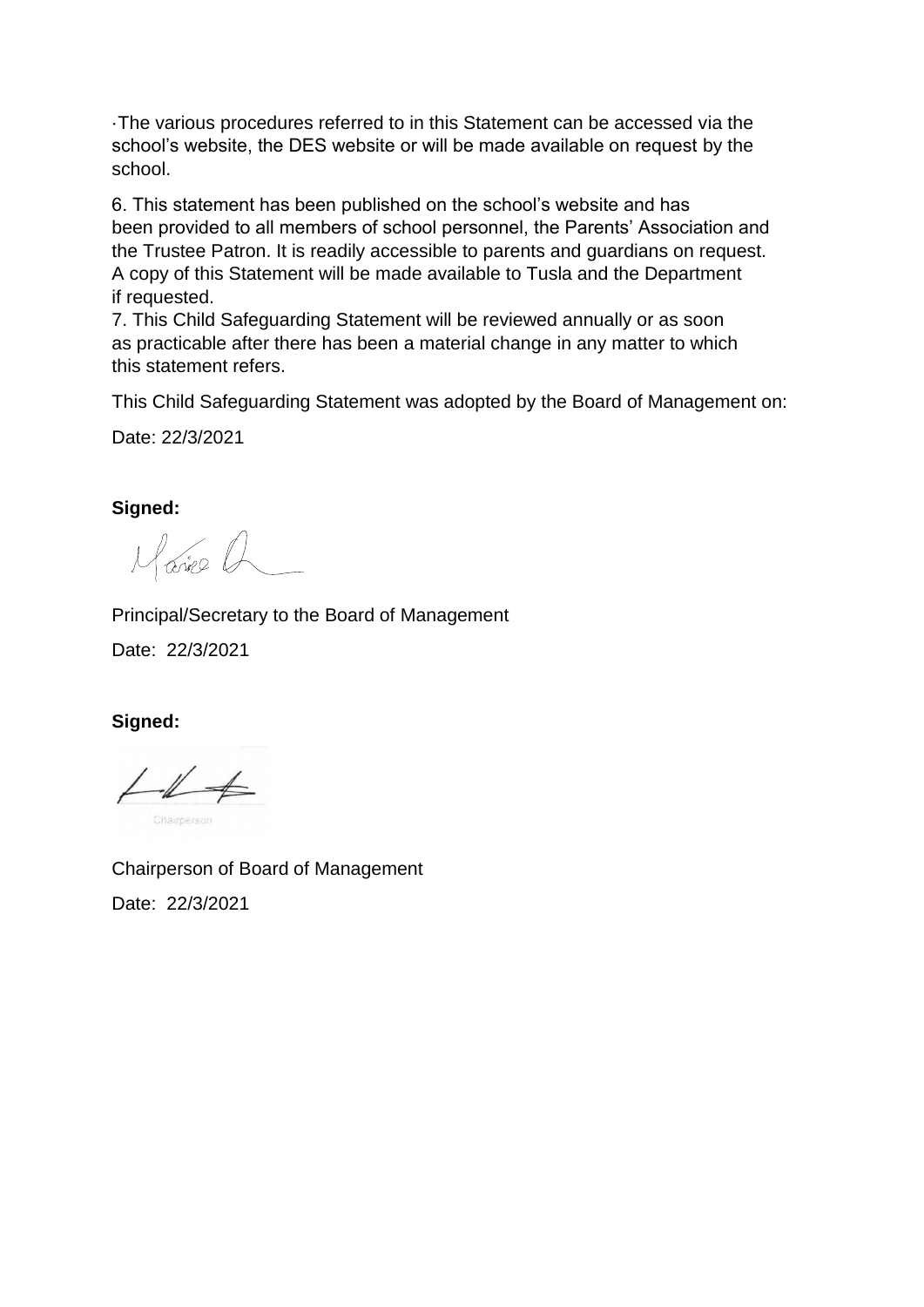·The various procedures referred to in this Statement can be accessed via the school's website, the DES website or will be made available on request by the school.

6. This statement has been published on the school's website and has been provided to all members of school personnel, the Parents' Association and the Trustee Patron. It is readily accessible to parents and guardians on request. A copy of this Statement will be made available to Tusla and the Department if requested.

7. This Child Safeguarding Statement will be reviewed annually or as soon as practicable after there has been a material change in any matter to which this statement refers.

This Child Safeguarding Statement was adopted by the Board of Management on:

Date: 22/3/2021

**Signed:**

Principal/Secretary to the Board of Management

Date: 22/3/2021

**Signed:**

Chairperson

Chairperson of Board of Management

Date: 22/3/2021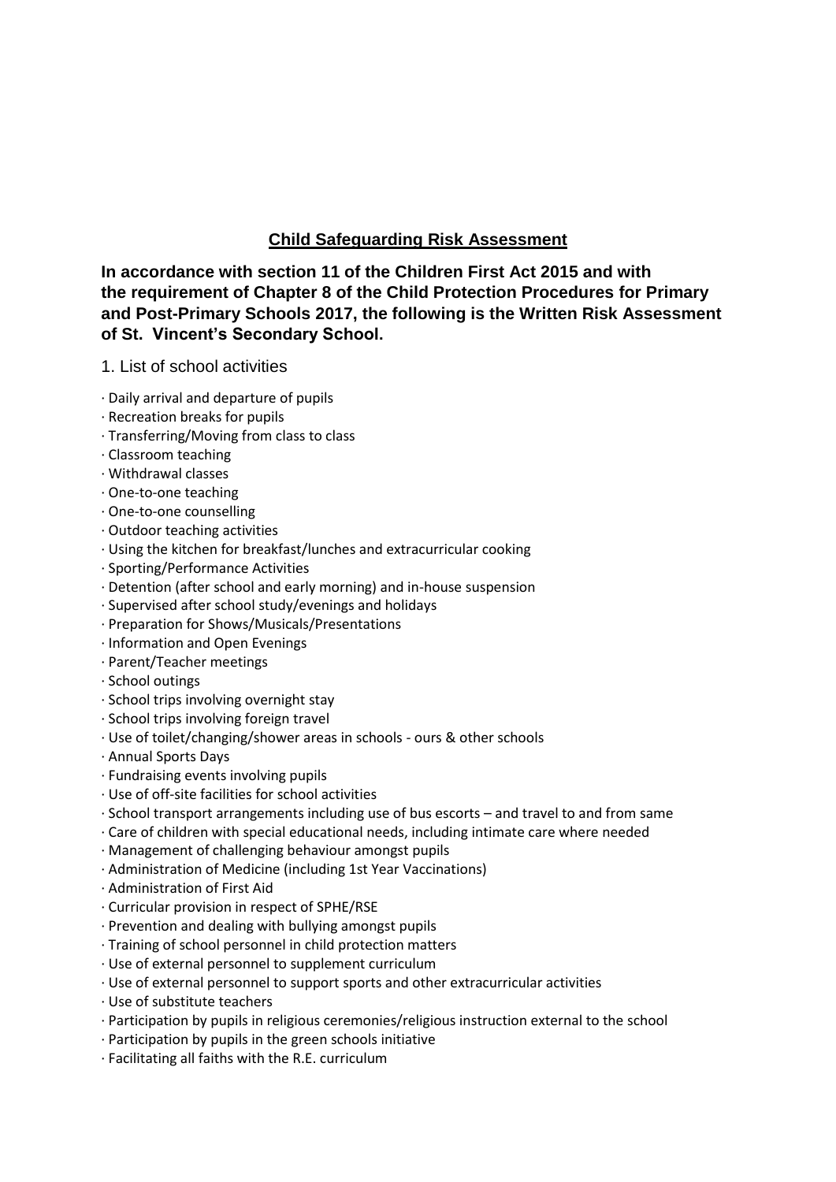## Child Safeguarding Risk Assessment

**In accordance with section 11 of the Children First Act 2015 and with the requirement of Chapter 8 of the Child Protection Procedures for Primary and Post-Primary Schools 2017, the following is the Written Risk Assessment of St. Vincent's Secondary School.**

1. List of school activities

- Daily arrival and departure of pupils
- Recreation breaks for pupils
- Transferring/Moving from class to class
- Classroom teaching
- Withdrawal classes
- One-to-one teaching
- One-to-one counselling
- Outdoor teaching activities
- Using the kitchen for breakfast/lunches and extracurricular cooking
- Sporting/Performance Activities
- Detention (after school and early morning) and in-house suspension
- Supervised after school study/evenings and holidays
- Preparation for Shows/Musicals/Presentations
- Information and Open Evenings
- Parent/Teacher meetings
- School outings
- School trips involving overnight stay
- School trips involving foreign travel
- Use of toilet/changing/shower areas in schools - ours & other schools
- Annual Sports Days
- Fundraising events involving pupils
- Use of off-site facilities for school activities
- School transport arrangements including use of bus escorts – and travel to and from same
- Care of children with special educational needs, including intimate care where needed
- Management of challenging behaviour amongst pupils
- Administration of Medicine (including 1st Year Vaccinations)
- Administration of First Aid
- Curricular provision in respect of SPHE/RSE
- Prevention and dealing with bullying amongst pupils
- Training of school personnel in child protection matters
- Use of external personnel to supplement curriculum
- Use of external personnel to support sports and other extracurricular activities
- Use of substitute teachers
- Participation by pupils in religious ceremonies/religious instruction external to the school
- Participation by pupils in the green schools initiative
- Facilitating all faiths with the R.E. curriculum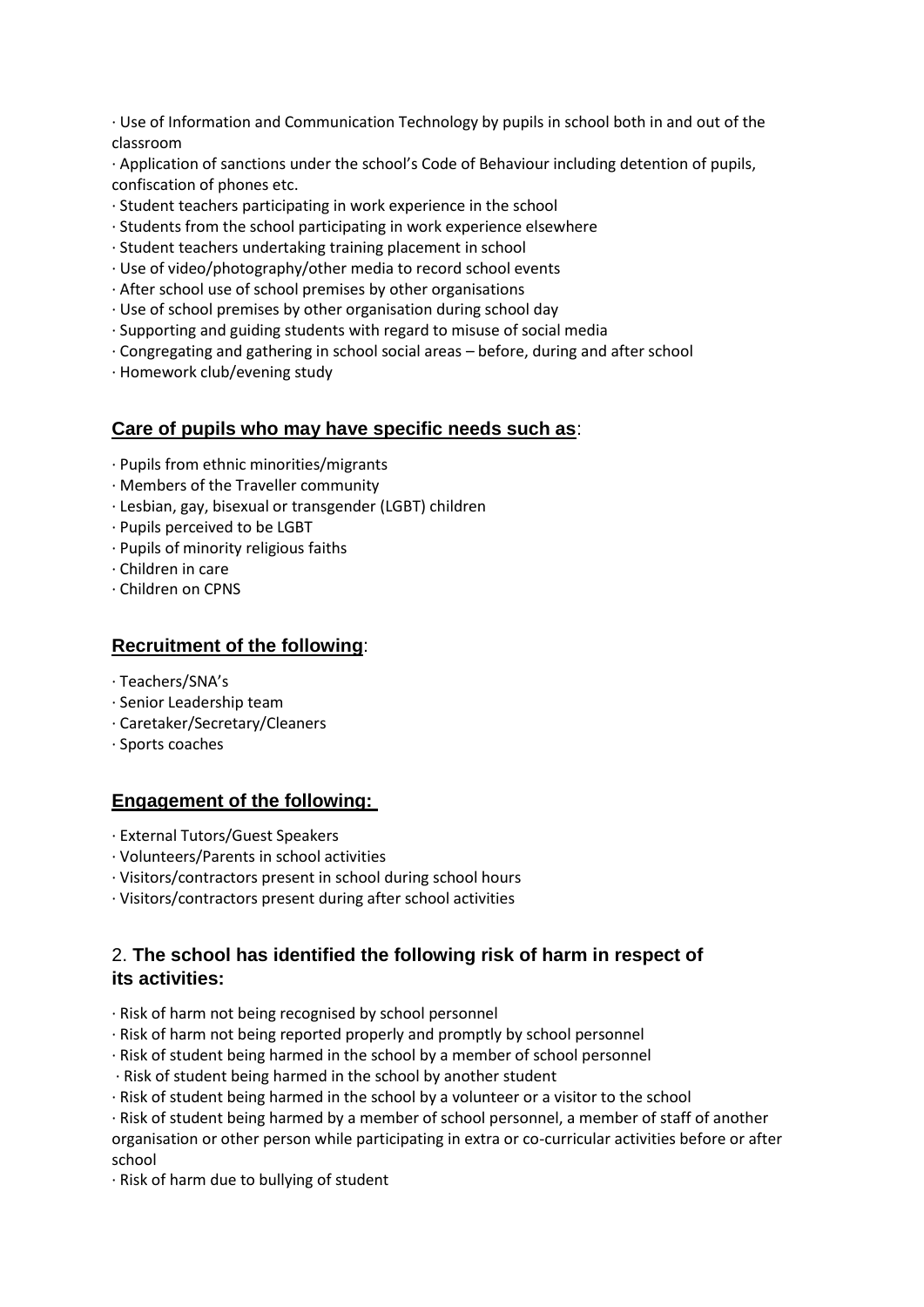· Use of Information and Communication Technology by pupils in school both in and out of the classroom
· Application of sanctions under the school's Code of Behaviour including detention of pupils, confiscation of phones etc.
· Student teachers participating in work experience in the school
· Students from the school participating in work experience elsewhere
· Student teachers undertaking training placement in school
· Use of video/photography/other media to record school events
· After school use of school premises by other organisations
· Use of school premises by other organisation during school day
· Supporting and guiding students with regard to misuse of social media
· Congregating and gathering in school social areas – before, during and after school
· Homework club/evening study

### **Care of pupils who may have specific needs such as**:

· Pupils from ethnic minorities/migrants
· Members of the Traveller community
· Lesbian, gay, bisexual or transgender (LGBT) children
· Pupils perceived to be LGBT
· Pupils of minority religious faiths
· Children in care
· Children on CPNS

### **Recruitment of the following**:

· Teachers/SNA's
· Senior Leadership team
· Caretaker/Secretary/Cleaners
· Sports coaches

### **Engagement of the following:**

· External Tutors/Guest Speakers
· Volunteers/Parents in school activities
· Visitors/contractors present in school during school hours
· Visitors/contractors present during after school activities

## 2. **The school has identified the following risk of harm in respect of its activities:**

· Risk of harm not being recognised by school personnel
· Risk of harm not being reported properly and promptly by school personnel
· Risk of student being harmed in the school by a member of school personnel
· Risk of student being harmed in the school by another student
· Risk of student being harmed in the school by a volunteer or a visitor to the school
· Risk of student being harmed by a member of school personnel, a member of staff of another organisation or other person while participating in extra or co-curricular activities before or after school
· Risk of harm due to bullying of student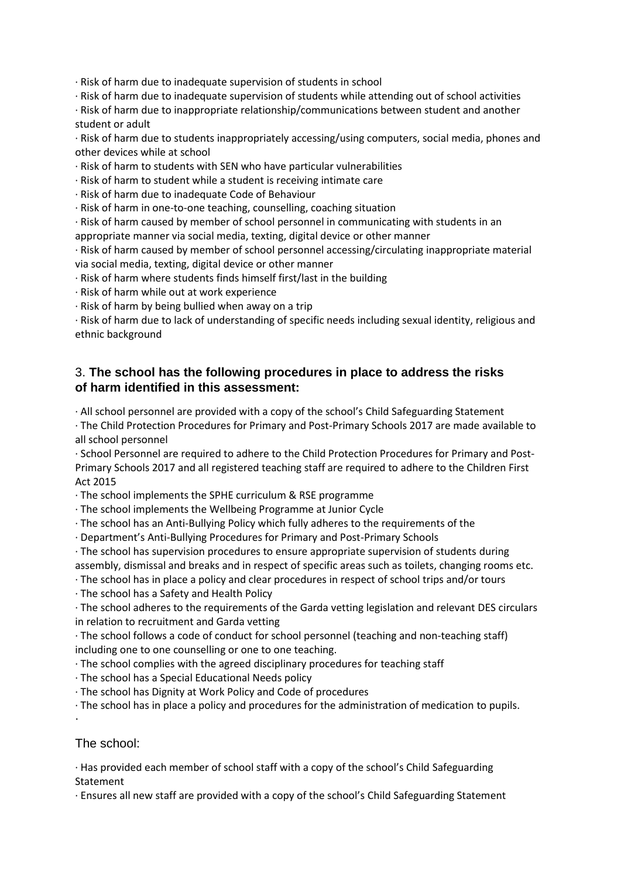· Risk of harm due to inadequate supervision of students in school

· Risk of harm due to inadequate supervision of students while attending out of school activities

· Risk of harm due to inappropriate relationship/communications between student and another student or adult

· Risk of harm due to students inappropriately accessing/using computers, social media, phones and other devices while at school

· Risk of harm to students with SEN who have particular vulnerabilities

· Risk of harm to student while a student is receiving intimate care

· Risk of harm due to inadequate Code of Behaviour

· Risk of harm in one-to-one teaching, counselling, coaching situation

· Risk of harm caused by member of school personnel in communicating with students in an appropriate manner via social media, texting, digital device or other manner

· Risk of harm caused by member of school personnel accessing/circulating inappropriate material via social media, texting, digital device or other manner

· Risk of harm where students finds himself first/last in the building

· Risk of harm while out at work experience

· Risk of harm by being bullied when away on a trip

· Risk of harm due to lack of understanding of specific needs including sexual identity, religious and ethnic background

## 3. **The school has the following procedures in place to address the risks of harm identified in this assessment:**

· All school personnel are provided with a copy of the school's Child Safeguarding Statement

· The Child Protection Procedures for Primary and Post-Primary Schools 2017 are made available to all school personnel

· School Personnel are required to adhere to the Child Protection Procedures for Primary and Post-Primary Schools 2017 and all registered teaching staff are required to adhere to the Children First Act 2015

· The school implements the SPHE curriculum & RSE programme

· The school implements the Wellbeing Programme at Junior Cycle

· The school has an Anti-Bullying Policy which fully adheres to the requirements of the

· Department's Anti-Bullying Procedures for Primary and Post-Primary Schools

· The school has supervision procedures to ensure appropriate supervision of students during assembly, dismissal and breaks and in respect of specific areas such as toilets, changing rooms etc.

· The school has in place a policy and clear procedures in respect of school trips and/or tours

· The school has a Safety and Health Policy

· The school adheres to the requirements of the Garda vetting legislation and relevant DES circulars in relation to recruitment and Garda vetting

· The school follows a code of conduct for school personnel (teaching and non-teaching staff) including one to one counselling or one to one teaching.

· The school complies with the agreed disciplinary procedures for teaching staff

· The school has a Special Educational Needs policy

· The school has Dignity at Work Policy and Code of procedures

· The school has in place a policy and procedures for the administration of medication to pupils.

·

The school:

· Has provided each member of school staff with a copy of the school's Child Safeguarding Statement

· Ensures all new staff are provided with a copy of the school's Child Safeguarding Statement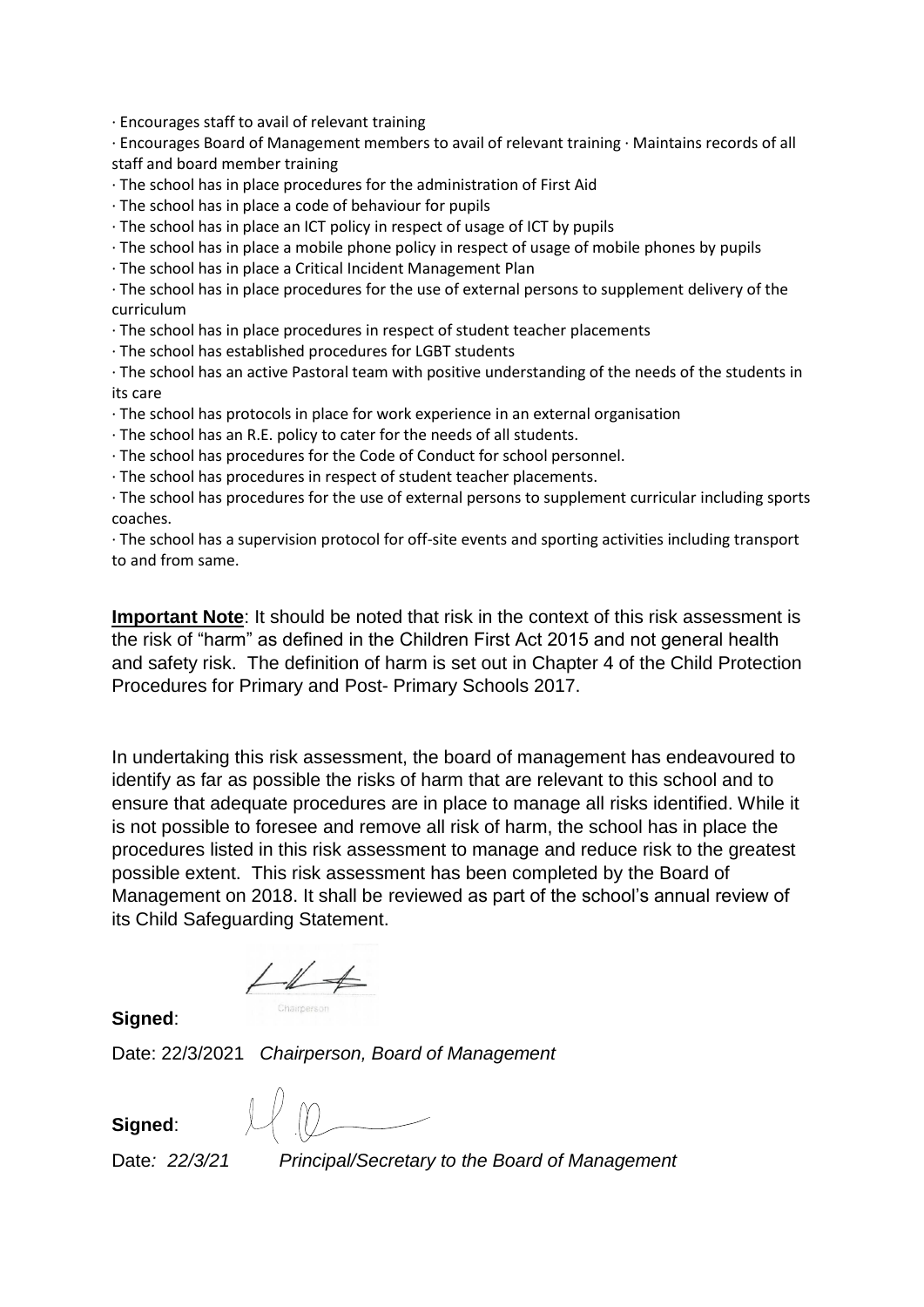· Encourages staff to avail of relevant training

· Encourages Board of Management members to avail of relevant training · Maintains records of all staff and board member training

· The school has in place procedures for the administration of First Aid

· The school has in place a code of behaviour for pupils

· The school has in place an ICT policy in respect of usage of ICT by pupils

· The school has in place a mobile phone policy in respect of usage of mobile phones by pupils

· The school has in place a Critical Incident Management Plan

· The school has in place procedures for the use of external persons to supplement delivery of the curriculum

· The school has in place procedures in respect of student teacher placements

· The school has established procedures for LGBT students

· The school has an active Pastoral team with positive understanding of the needs of the students in its care

· The school has protocols in place for work experience in an external organisation

· The school has an R.E. policy to cater for the needs of all students.

· The school has procedures for the Code of Conduct for school personnel.

· The school has procedures in respect of student teacher placements.

· The school has procedures for the use of external persons to supplement curricular including sports coaches.

· The school has a supervision protocol for off-site events and sporting activities including transport to and from same.

**Important Note**: It should be noted that risk in the context of this risk assessment is the risk of "harm" as defined in the Children First Act 2015 and not general health and safety risk. The definition of harm is set out in Chapter 4 of the Child Protection Procedures for Primary and Post- Primary Schools 2017.

In undertaking this risk assessment, the board of management has endeavoured to identify as far as possible the risks of harm that are relevant to this school and to ensure that adequate procedures are in place to manage all risks identified. While it is not possible to foresee and remove all risk of harm, the school has in place the procedures listed in this risk assessment to manage and reduce risk to the greatest possible extent. This risk assessment has been completed by the Board of Management on 2018. It shall be reviewed as part of the school's annual review of its Child Safeguarding Statement.

**Signed**:

Chairperson

Date: 22/3/2021 *Chairperson, Board of Management*

**Signed**:

Date*: 22/3/21* *Principal/Secretary to the Board of Management*